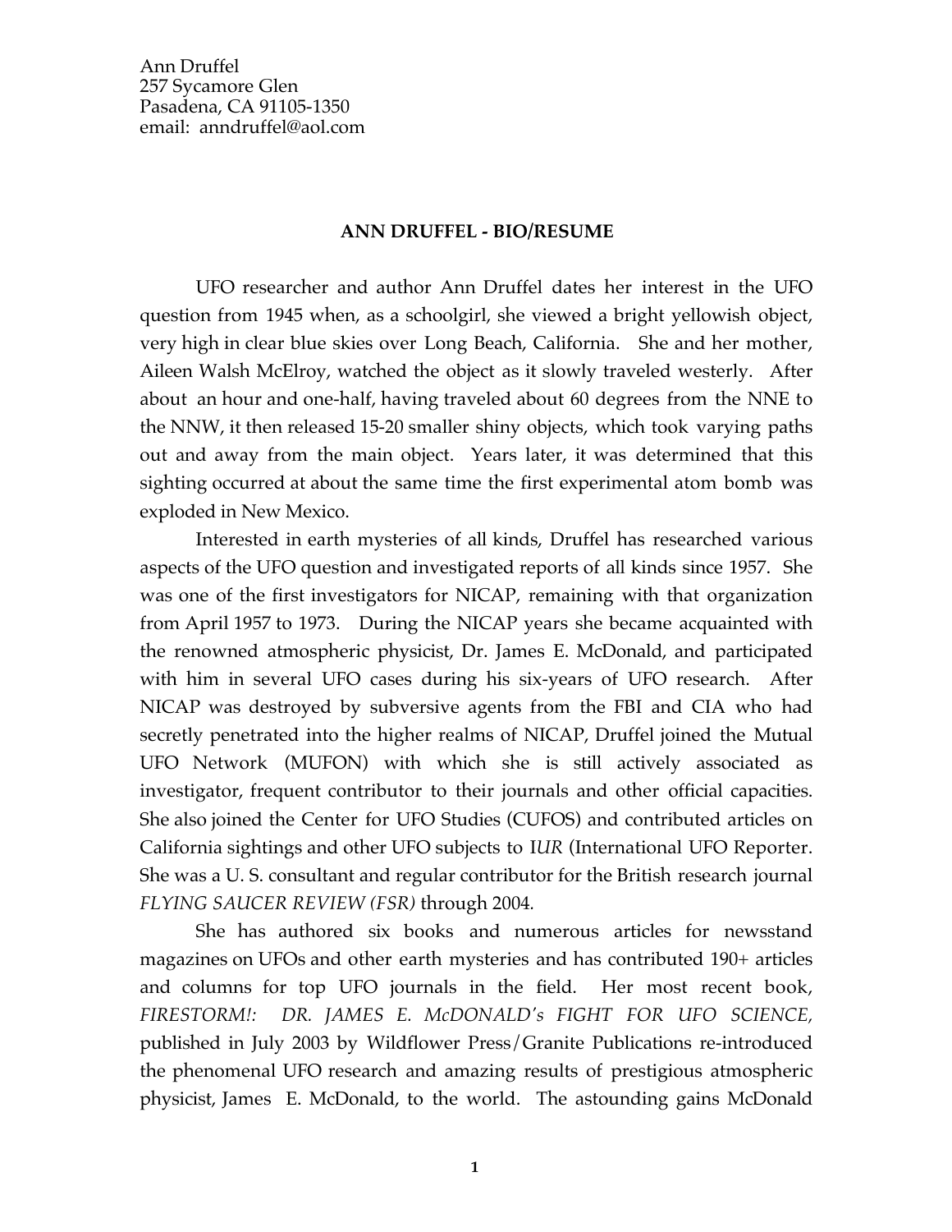Ann Druffel
257 Sycamore Glen
Pasadena, CA 91105-1350
email: anndruffel@aol.com

**ANN DRUFFEL - BIO/RESUME**

UFO researcher and author Ann Druffel dates her interest in the UFO question from 1945 when, as a schoolgirl, she viewed a bright yellowish object, very high in clear blue skies over Long Beach, California. She and her mother, Aileen Walsh McElroy, watched the object as it slowly traveled westerly. After about an hour and one-half, having traveled about 60 degrees from the NNE to the NNW, it then released 15-20 smaller shiny objects, which took varying paths out and away from the main object. Years later, it was determined that this sighting occurred at about the same time the first experimental atom bomb was exploded in New Mexico.

Interested in earth mysteries of all kinds, Druffel has researched various aspects of the UFO question and investigated reports of all kinds since 1957. She was one of the first investigators for NICAP, remaining with that organization from April 1957 to 1973. During the NICAP years she became acquainted with the renowned atmospheric physicist, Dr. James E. McDonald, and participated with him in several UFO cases during his six-years of UFO research. After NICAP was destroyed by subversive agents from the FBI and CIA who had secretly penetrated into the higher realms of NICAP, Druffel joined the Mutual UFO Network (MUFON) with which she is still actively associated as investigator, frequent contributor to their journals and other official capacities. She also joined the Center for UFO Studies (CUFOS) and contributed articles on California sightings and other UFO subjects to *IUR* (International UFO Reporter. She was a U. S. consultant and regular contributor for the British research journal *FLYING SAUCER REVIEW (FSR)* through 2004.

She has authored six books and numerous articles for newsstand magazines on UFOs and other earth mysteries and has contributed 190+ articles and columns for top UFO journals in the field. Her most recent book, *FIRESTORM!: DR. JAMES E. McDONALD's FIGHT FOR UFO SCIENCE,* published in July 2003 by Wildflower Press/Granite Publications re-introduced the phenomenal UFO research and amazing results of prestigious atmospheric physicist, James E. McDonald, to the world. The astounding gains McDonald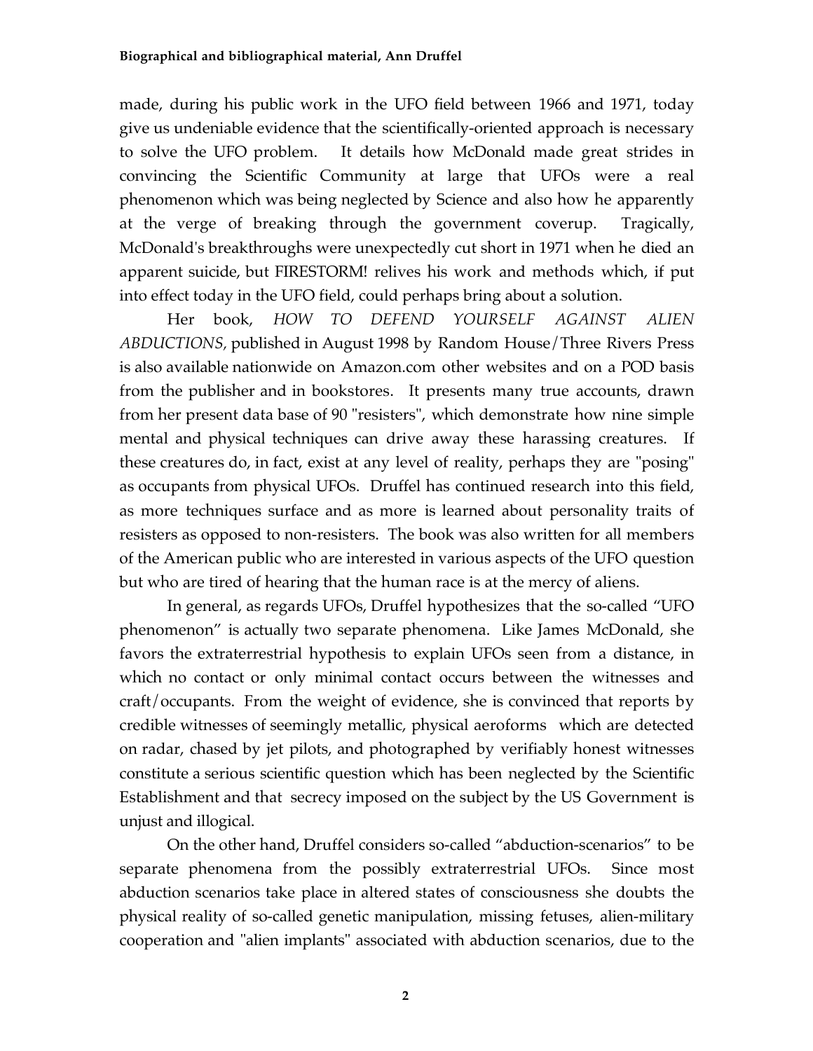made, during his public work in the UFO field between 1966 and 1971, today give us undeniable evidence that the scientifically-oriented approach is necessary to solve the UFO problem. It details how McDonald made great strides in convincing the Scientific Community at large that UFOs were a real phenomenon which was being neglected by Science and also how he apparently at the verge of breaking through the government coverup. Tragically, McDonald's breakthroughs were unexpectedly cut short in 1971 when he died an apparent suicide, but FIRESTORM! relives his work and methods which, if put into effect today in the UFO field, could perhaps bring about a solution.

Her book, *HOW TO DEFEND YOURSELF AGAINST ALIEN ABDUCTIONS,* published in August 1998 by Random House/Three Rivers Press is also available nationwide on Amazon.com other websites and on a POD basis from the publisher and in bookstores. It presents many true accounts, drawn from her present data base of 90 "resisters", which demonstrate how nine simple mental and physical techniques can drive away these harassing creatures. If these creatures do, in fact, exist at any level of reality, perhaps they are "posing" as occupants from physical UFOs. Druffel has continued research into this field, as more techniques surface and as more is learned about personality traits of resisters as opposed to non-resisters. The book was also written for all members of the American public who are interested in various aspects of the UFO question but who are tired of hearing that the human race is at the mercy of aliens.

In general, as regards UFOs, Druffel hypothesizes that the so-called "UFO phenomenon" is actually two separate phenomena. Like James McDonald, she favors the extraterrestrial hypothesis to explain UFOs seen from a distance, in which no contact or only minimal contact occurs between the witnesses and craft/occupants. From the weight of evidence, she is convinced that reports by credible witnesses of seemingly metallic, physical aeroforms which are detected on radar, chased by jet pilots, and photographed by verifiably honest witnesses constitute a serious scientific question which has been neglected by the Scientific Establishment and that secrecy imposed on the subject by the US Government is unjust and illogical.

On the other hand, Druffel considers so-called "abduction-scenarios" to be separate phenomena from the possibly extraterrestrial UFOs. Since most abduction scenarios take place in altered states of consciousness she doubts the physical reality of so-called genetic manipulation, missing fetuses, alien-military cooperation and "alien implants" associated with abduction scenarios, due to the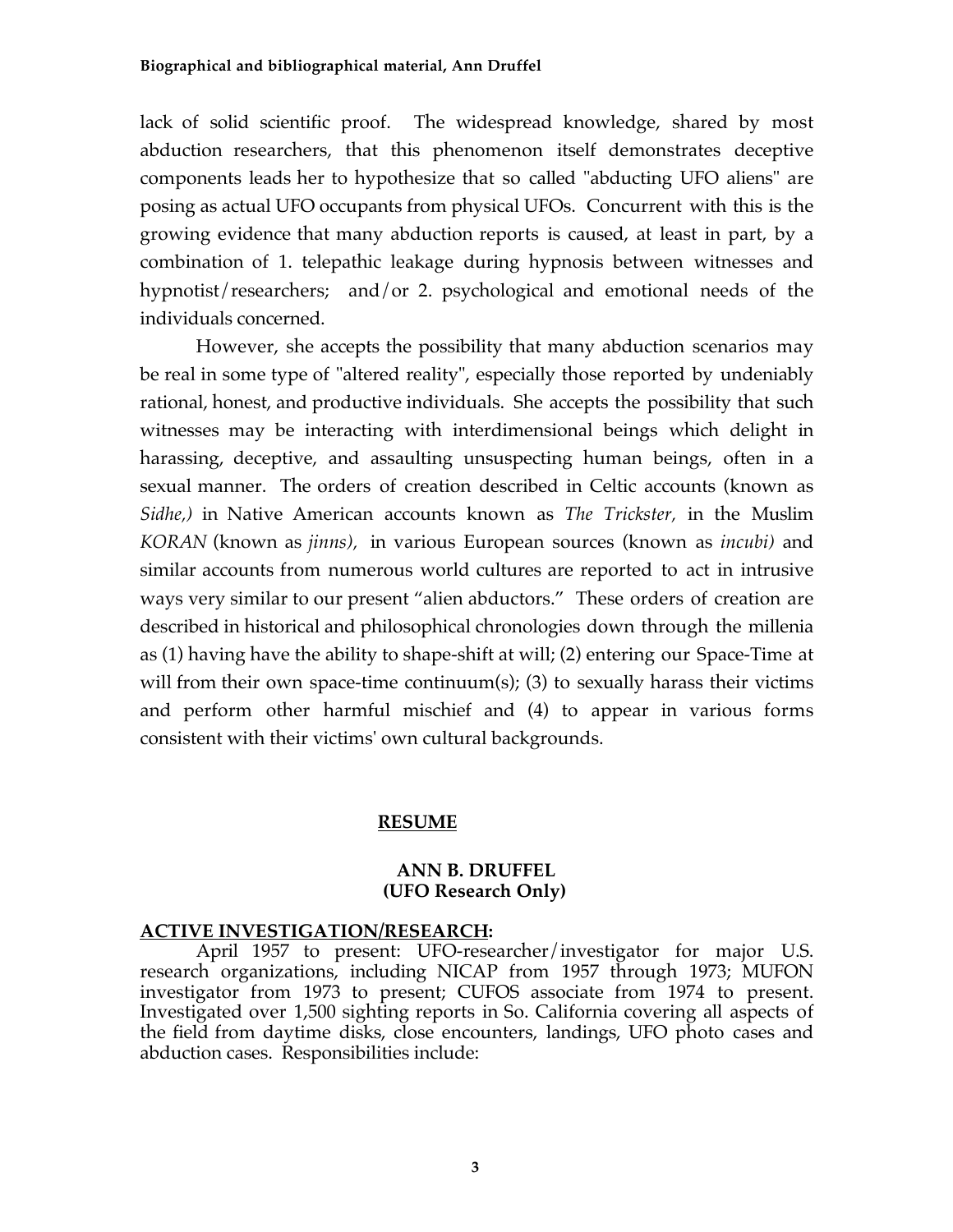lack of solid scientific proof. The widespread knowledge, shared by most abduction researchers, that this phenomenon itself demonstrates deceptive components leads her to hypothesize that so called "abducting UFO aliens" are posing as actual UFO occupants from physical UFOs. Concurrent with this is the growing evidence that many abduction reports is caused, at least in part, by a combination of 1. telepathic leakage during hypnosis between witnesses and hypnotist/researchers; and/or 2. psychological and emotional needs of the individuals concerned.

However, she accepts the possibility that many abduction scenarios may be real in some type of "altered reality", especially those reported by undeniably rational, honest, and productive individuals. She accepts the possibility that such witnesses may be interacting with interdimensional beings which delight in harassing, deceptive, and assaulting unsuspecting human beings, often in a sexual manner. The orders of creation described in Celtic accounts (known as *Sidhe,)* in Native American accounts known as *The Trickster,* in the Muslim *KORAN* (known as *jinns),* in various European sources (known as *incubi)* and similar accounts from numerous world cultures are reported to act in intrusive ways very similar to our present "alien abductors." These orders of creation are described in historical and philosophical chronologies down through the millenia as (1) having have the ability to shape-shift at will; (2) entering our Space-Time at will from their own space-time continuum(s); (3) to sexually harass their victims and perform other harmful mischief and (4) to appear in various forms consistent with their victims' own cultural backgrounds.

## RESUME

### ANN B. DRUFFEL
### (UFO Research Only)

**ACTIVE INVESTIGATION/RESEARCH:**

April 1957 to present: UFO-researcher/investigator for major U.S. research organizations, including NICAP from 1957 through 1973; MUFON investigator from 1973 to present; CUFOS associate from 1974 to present. Investigated over 1,500 sighting reports in So. California covering all aspects of the field from daytime disks, close encounters, landings, UFO photo cases and abduction cases. Responsibilities include: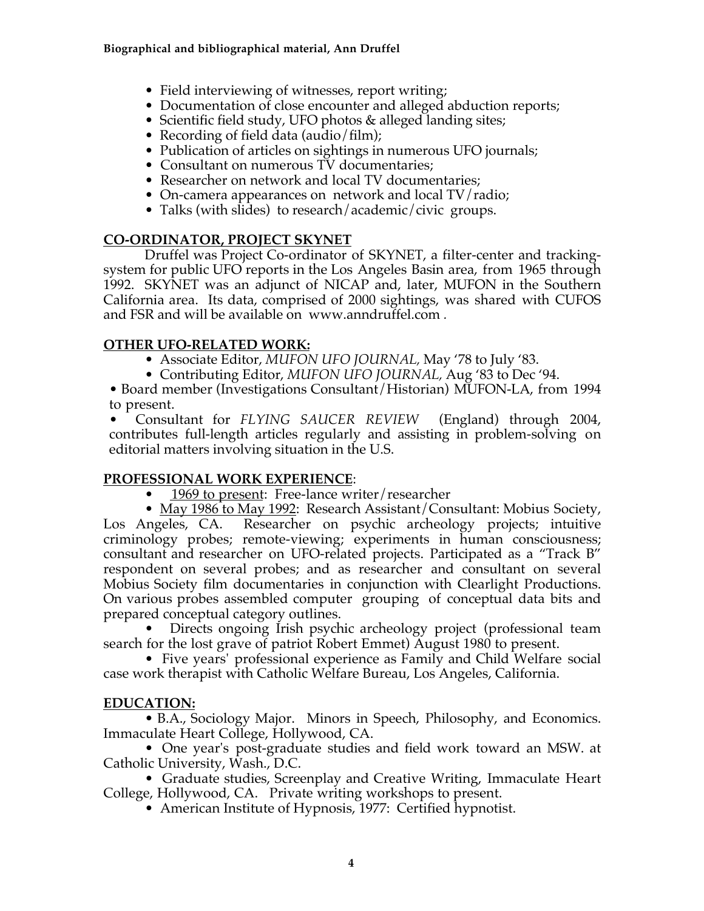- Field interviewing of witnesses, report writing;
- Documentation of close encounter and alleged abduction reports;
- Scientific field study, UFO photos & alleged landing sites;
- Recording of field data (audio/film);
- Publication of articles on sightings in numerous UFO journals;
- Consultant on numerous TV documentaries;
- Researcher on network and local TV documentaries;
- On-camera appearances on network and local TV/radio;
- Talks (with slides) to research/academic/civic groups.

## CO-ORDINATOR, PROJECT SKYNET

Druffel was Project Co-ordinator of SKYNET, a filter-center and tracking-system for public UFO reports in the Los Angeles Basin area, from 1965 through 1992. SKYNET was an adjunct of NICAP and, later, MUFON in the Southern California area. Its data, comprised of 2000 sightings, was shared with CUFOS and FSR and will be available on www.anndruffel.com .

## OTHER UFO-RELATED WORK:

- Associate Editor, *MUFON UFO JOURNAL,* May '78 to July '83.
- Contributing Editor, *MUFON UFO JOURNAL,* Aug '83 to Dec '94.
- Board member (Investigations Consultant/Historian) MUFON-LA, from 1994 to present.
- Consultant for *FLYING SAUCER REVIEW* (England) through 2004, contributes full-length articles regularly and assisting in problem-solving on editorial matters involving situation in the U.S.

## PROFESSIONAL WORK EXPERIENCE:

- 1969 to present: Free-lance writer/researcher
- May 1986 to May 1992: Research Assistant/Consultant: Mobius Society, Los Angeles, CA. Researcher on psychic archeology projects; intuitive criminology probes; remote-viewing; experiments in human consciousness; consultant and researcher on UFO-related projects. Participated as a "Track B" respondent on several probes; and as researcher and consultant on several Mobius Society film documentaries in conjunction with Clearlight Productions. On various probes assembled computer grouping of conceptual data bits and prepared conceptual category outlines.
- Directs ongoing Irish psychic archeology project (professional team search for the lost grave of patriot Robert Emmet) August 1980 to present.
- Five years' professional experience as Family and Child Welfare social case work therapist with Catholic Welfare Bureau, Los Angeles, California.

## EDUCATION:

- B.A., Sociology Major. Minors in Speech, Philosophy, and Economics. Immaculate Heart College, Hollywood, CA.
- One year's post-graduate studies and field work toward an MSW. at Catholic University, Wash., D.C.
- Graduate studies, Screenplay and Creative Writing, Immaculate Heart College, Hollywood, CA. Private writing workshops to present.
- American Institute of Hypnosis, 1977: Certified hypnotist.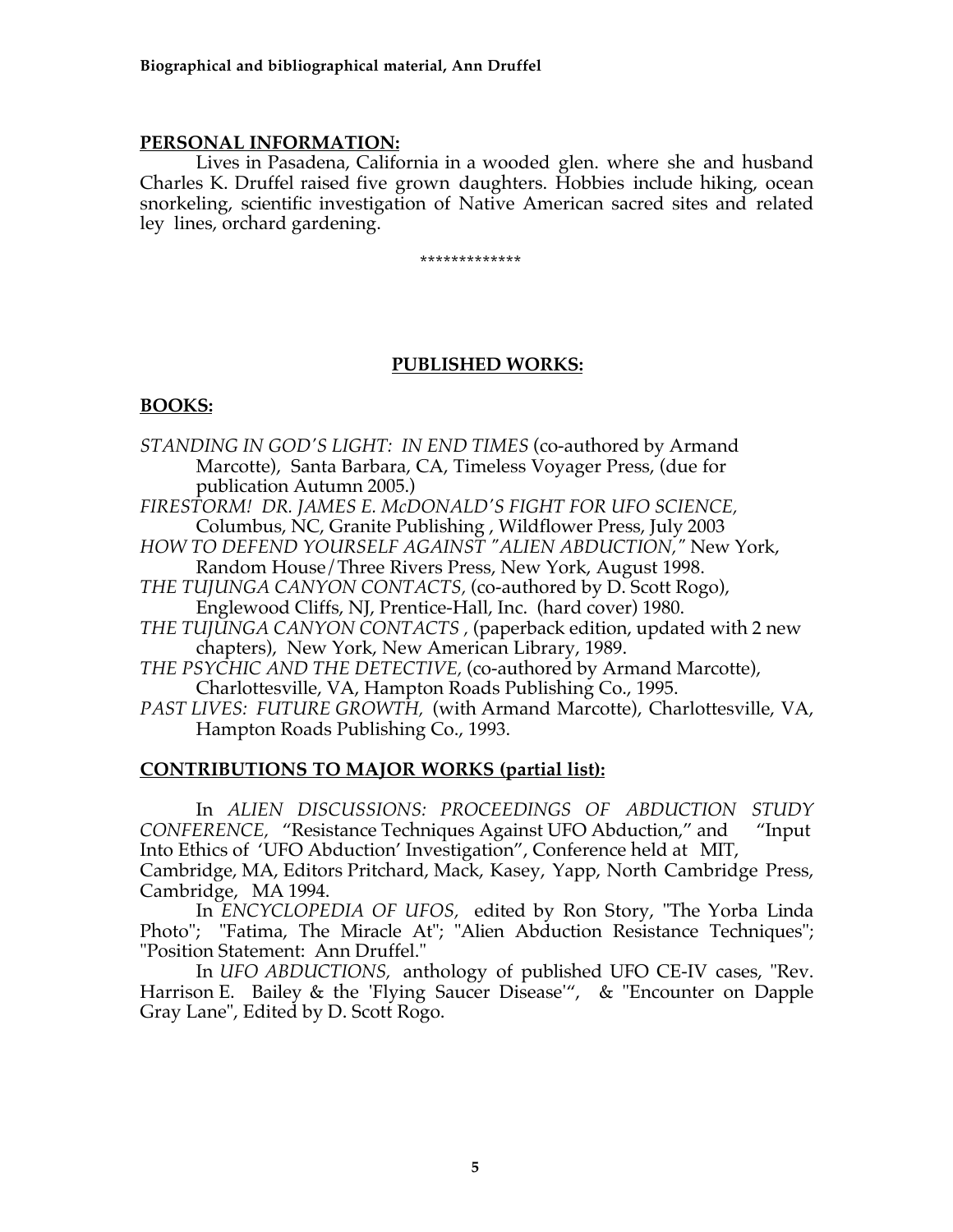**PERSONAL INFORMATION:**

Lives in Pasadena, California in a wooded glen. where she and husband Charles K. Druffel raised five grown daughters. Hobbies include hiking, ocean snorkeling, scientific investigation of Native American sacred sites and related ley lines, orchard gardening.

*************

## PUBLISHED WORKS:

**BOOKS:**

*STANDING IN GOD'S LIGHT: IN END TIMES* (co-authored by Armand Marcotte), Santa Barbara, CA, Timeless Voyager Press, (due for publication Autumn 2005.)

*FIRESTORM! DR. JAMES E. McDONALD'S FIGHT FOR UFO SCIENCE,* Columbus, NC, Granite Publishing , Wildflower Press, July 2003

*HOW TO DEFEND YOURSELF AGAINST "ALIEN ABDUCTION,"* New York, Random House/Three Rivers Press, New York, August 1998.

*THE TUJUNGA CANYON CONTACTS,* (co-authored by D. Scott Rogo), Englewood Cliffs, NJ, Prentice-Hall, Inc. (hard cover) 1980.

*THE TUJUNGA CANYON CONTACTS ,* (paperback edition, updated with 2 new chapters), New York, New American Library, 1989.

*THE PSYCHIC AND THE DETECTIVE,* (co-authored by Armand Marcotte), Charlottesville, VA, Hampton Roads Publishing Co., 1995.

*PAST LIVES: FUTURE GROWTH,* (with Armand Marcotte), Charlottesville, VA, Hampton Roads Publishing Co., 1993.

**CONTRIBUTIONS TO MAJOR WORKS (partial list):**

In *ALIEN DISCUSSIONS: PROCEEDINGS OF ABDUCTION STUDY CONFERENCE,* "Resistance Techniques Against UFO Abduction," and "Input Into Ethics of 'UFO Abduction' Investigation", Conference held at MIT, Cambridge, MA, Editors Pritchard, Mack, Kasey, Yapp, North Cambridge Press, Cambridge, MA 1994.

In *ENCYCLOPEDIA OF UFOS,* edited by Ron Story, "The Yorba Linda Photo"; "Fatima, The Miracle At"; "Alien Abduction Resistance Techniques"; "Position Statement: Ann Druffel."

In *UFO ABDUCTIONS,* anthology of published UFO CE-IV cases, "Rev. Harrison E. Bailey & the 'Flying Saucer Disease'", & "Encounter on Dapple Gray Lane", Edited by D. Scott Rogo.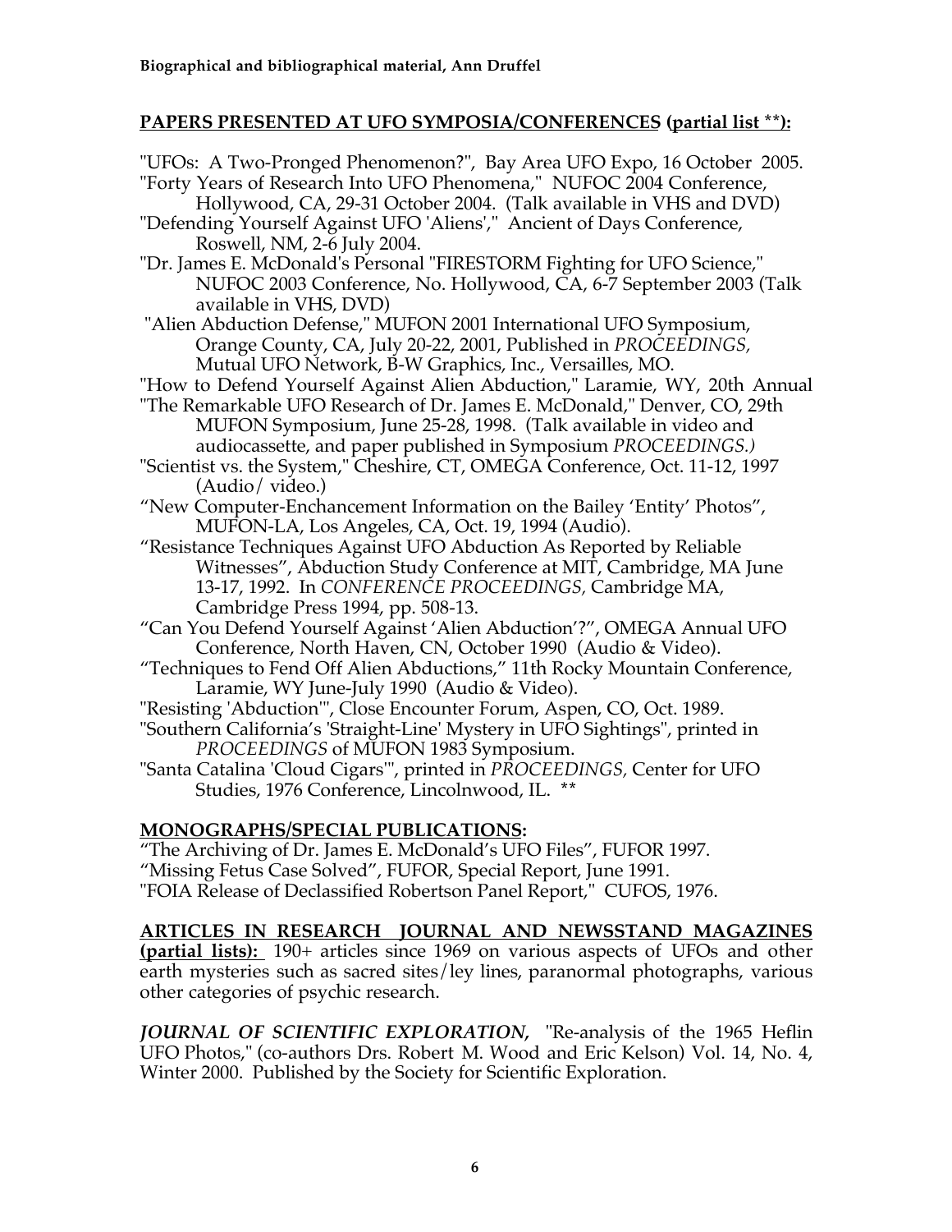## PAPERS PRESENTED AT UFO SYMPOSIA/CONFERENCES (partial list **):

"UFOs: A Two-Pronged Phenomenon?", Bay Area UFO Expo, 16 October 2005.
"Forty Years of Research Into UFO Phenomena," NUFOC 2004 Conference, Hollywood, CA, 29-31 October 2004. (Talk available in VHS and DVD)
"Defending Yourself Against UFO 'Aliens'," Ancient of Days Conference, Roswell, NM, 2-6 July 2004.
"Dr. James E. McDonald's Personal "FIRESTORM Fighting for UFO Science," NUFOC 2003 Conference, No. Hollywood, CA, 6-7 September 2003 (Talk available in VHS, DVD)
"Alien Abduction Defense," MUFON 2001 International UFO Symposium, Orange County, CA, July 20-22, 2001, Published in *PROCEEDINGS,* Mutual UFO Network, B-W Graphics, Inc., Versailles, MO.
"How to Defend Yourself Against Alien Abduction," Laramie, WY, 20th Annual
"The Remarkable UFO Research of Dr. James E. McDonald," Denver, CO, 29th MUFON Symposium, June 25-28, 1998. (Talk available in video and audiocassette, and paper published in Symposium *PROCEEDINGS.)*
"Scientist vs. the System," Cheshire, CT, OMEGA Conference, Oct. 11-12, 1997 (Audio/ video.)
"New Computer-Enchancement Information on the Bailey 'Entity' Photos", MUFON-LA, Los Angeles, CA, Oct. 19, 1994 (Audio).
"Resistance Techniques Against UFO Abduction As Reported by Reliable Witnesses", Abduction Study Conference at MIT, Cambridge, MA June 13-17, 1992. In *CONFERENCE PROCEEDINGS,* Cambridge MA, Cambridge Press 1994, pp. 508-13.
"Can You Defend Yourself Against 'Alien Abduction'?", OMEGA Annual UFO Conference, North Haven, CN, October 1990 (Audio & Video).
"Techniques to Fend Off Alien Abductions," 11th Rocky Mountain Conference, Laramie, WY June-July 1990 (Audio & Video).
"Resisting 'Abduction'", Close Encounter Forum, Aspen, CO, Oct. 1989.
"Southern California's 'Straight-Line' Mystery in UFO Sightings", printed in *PROCEEDINGS* of MUFON 1983 Symposium.
"Santa Catalina 'Cloud Cigars'", printed in *PROCEEDINGS,* Center for UFO Studies, 1976 Conference, Lincolnwood, IL. **

## MONOGRAPHS/SPECIAL PUBLICATIONS:

"The Archiving of Dr. James E. McDonald's UFO Files", FUFOR 1997.
"Missing Fetus Case Solved", FUFOR, Special Report, June 1991.
"FOIA Release of Declassified Robertson Panel Report," CUFOS, 1976.

## ARTICLES IN RESEARCH JOURNAL AND NEWSSTAND MAGAZINES (partial lists):

190+ articles since 1969 on various aspects of UFOs and other earth mysteries such as sacred sites/ley lines, paranormal photographs, various other categories of psychic research.

***JOURNAL OF SCIENTIFIC EXPLORATION,*** "Re-analysis of the 1965 Heflin UFO Photos," (co-authors Drs. Robert M. Wood and Eric Kelson) Vol. 14, No. 4, Winter 2000. Published by the Society for Scientific Exploration.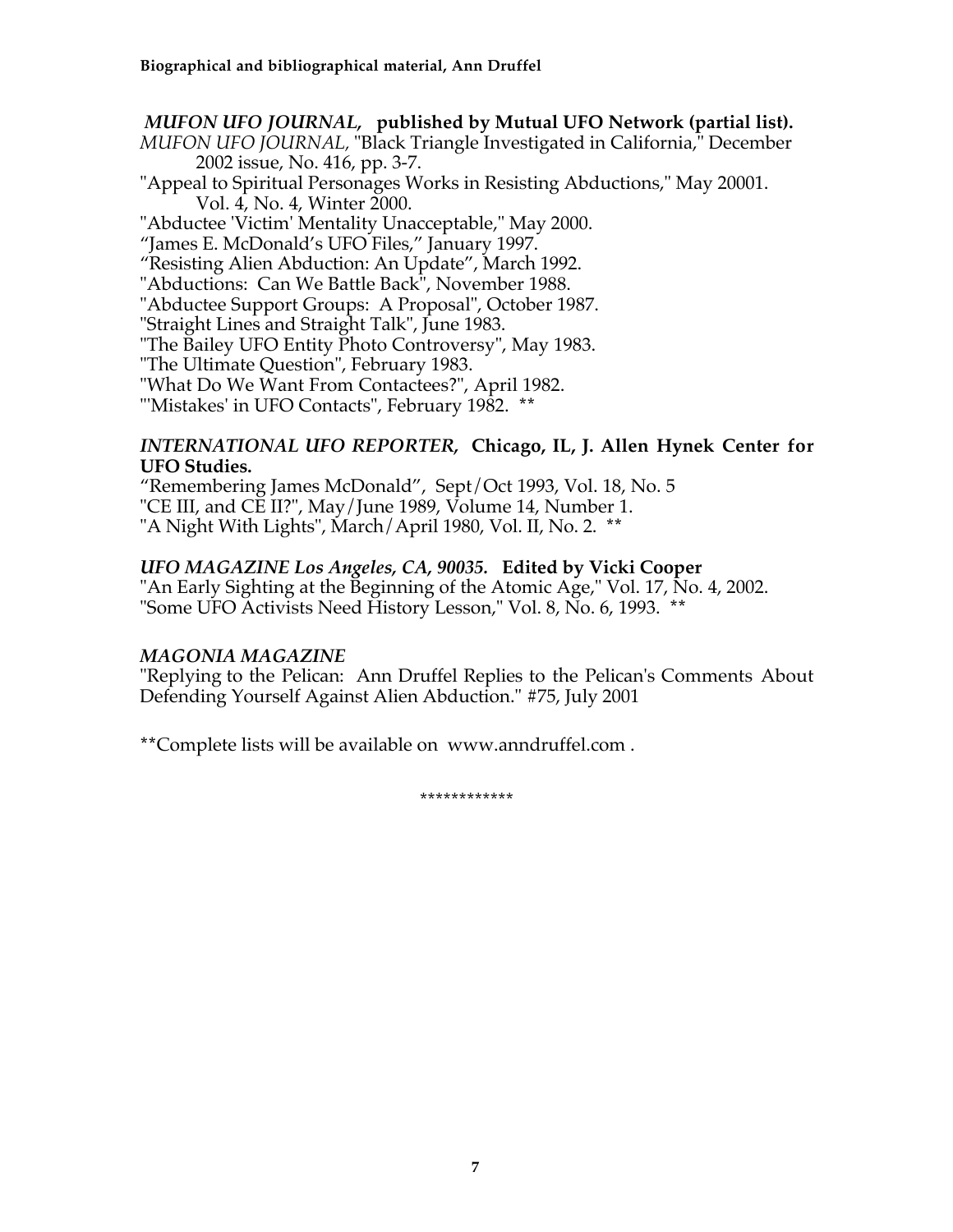***MUFON UFO JOURNAL*, published by Mutual UFO Network (partial list).**

*MUFON UFO JOURNAL*, "Black Triangle Investigated in California," December 2002 issue, No. 416, pp. 3-7.

"Appeal to Spiritual Personages Works in Resisting Abductions," May 20001. Vol. 4, No. 4, Winter 2000.

"Abductee 'Victim' Mentality Unacceptable," May 2000.

"James E. McDonald's UFO Files," January 1997.

"Resisting Alien Abduction: An Update", March 1992.

"Abductions: Can We Battle Back", November 1988.

"Abductee Support Groups: A Proposal", October 1987.

"Straight Lines and Straight Talk", June 1983.

"The Bailey UFO Entity Photo Controversy", May 1983.

"The Ultimate Question", February 1983.

"What Do We Want From Contactees?", April 1982.

"'Mistakes' in UFO Contacts", February 1982. **

***INTERNATIONAL UFO REPORTER*, Chicago, IL, J. Allen Hynek Center for UFO Studies.**

"Remembering James McDonald", Sept/Oct 1993, Vol. 18, No. 5

"CE III, and CE II?", May/June 1989, Volume 14, Number 1.

"A Night With Lights", March/April 1980, Vol. II, No. 2. **

***UFO MAGAZINE Los Angeles, CA, 90035.* Edited by Vicki Cooper**

"An Early Sighting at the Beginning of the Atomic Age," Vol. 17, No. 4, 2002.

"Some UFO Activists Need History Lesson," Vol. 8, No. 6, 1993. **

***MAGONIA MAGAZINE***

"Replying to the Pelican: Ann Druffel Replies to the Pelican's Comments About Defending Yourself Against Alien Abduction." #75, July 2001

**Complete lists will be available on www.anndruffel.com .

************